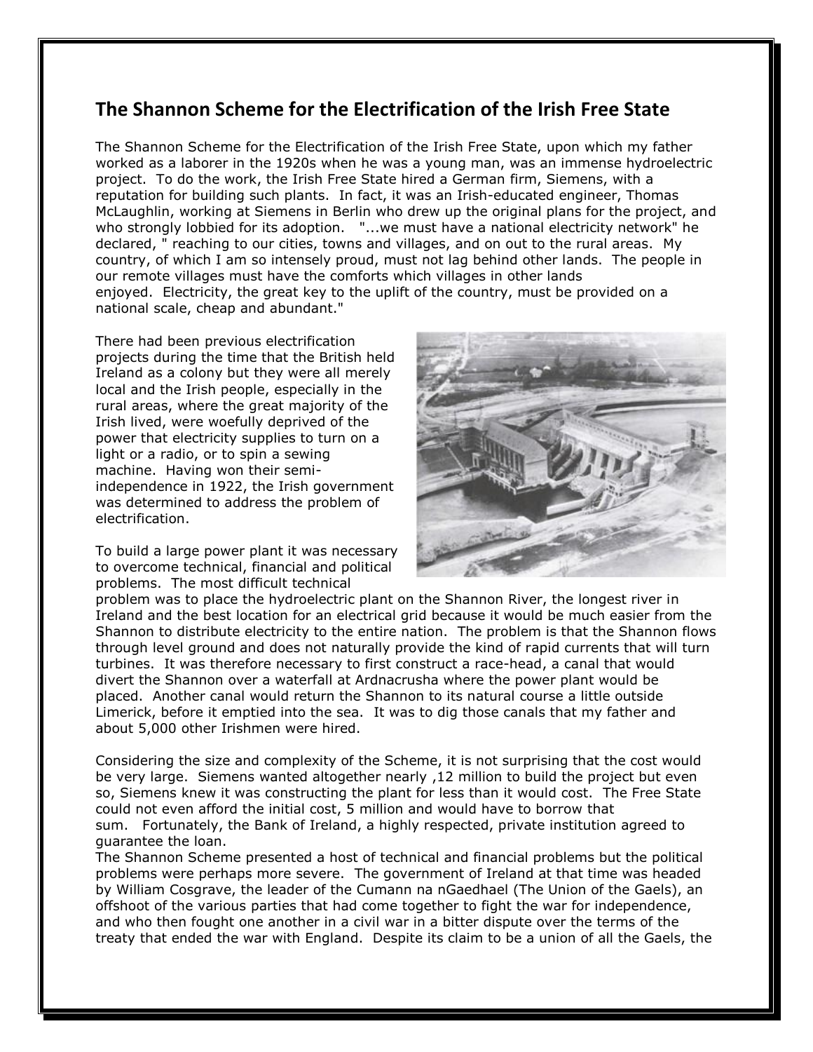## The Shannon Scheme for the Electrification of the Irish Free State

The Shannon Scheme for the Electrification of the Irish Free State, upon which my father worked as a laborer in the 1920s when he was a young man, was an immense hydroelectric project. To do the work, the Irish Free State hired a German firm, Siemens, with a reputation for building such plants. In fact, it was an Irish-educated engineer, Thomas McLaughlin, working at Siemens in Berlin who drew up the original plans for the project, and who strongly lobbied for its adoption. "...we must have a national electricity network" he declared, " reaching to our cities, towns and villages, and on out to the rural areas. My country, of which I am so intensely proud, must not lag behind other lands. The people in our remote villages must have the comforts which villages in other lands enjoyed. Electricity, the great key to the uplift of the country, must be provided on a national scale, cheap and abundant."

There had been previous electrification projects during the time that the British held Ireland as a colony but they were all merely local and the Irish people, especially in the rural areas, where the great majority of the Irish lived, were woefully deprived of the power that electricity supplies to turn on a light or a radio, or to spin a sewing machine. Having won their semi-independence in 1922, the Irish government was determined to address the problem of electrification.

To build a large power plant it was necessary to overcome technical, financial and political problems. The most difficult technical problem was to place the hydroelectric plant on the Shannon River, the longest river in Ireland and the best location for an electrical grid because it would be much easier from the Shannon to distribute electricity to the entire nation. The problem is that the Shannon flows through level ground and does not naturally provide the kind of rapid currents that will turn turbines. It was therefore necessary to first construct a race-head, a canal that would divert the Shannon over a waterfall at Ardnacrusha where the power plant would be placed. Another canal would return the Shannon to its natural course a little outside Limerick, before it emptied into the sea. It was to dig those canals that my father and about 5,000 other Irishmen were hired.

Considering the size and complexity of the Scheme, it is not surprising that the cost would be very large. Siemens wanted altogether nearly ,12 million to build the project but even so, Siemens knew it was constructing the plant for less than it would cost. The Free State could not even afford the initial cost, 5 million and would have to borrow that sum. Fortunately, the Bank of Ireland, a highly respected, private institution agreed to guarantee the loan.

The Shannon Scheme presented a host of technical and financial problems but the political problems were perhaps more severe. The government of Ireland at that time was headed by William Cosgrave, the leader of the Cumann na nGaedhael (The Union of the Gaels), an offshoot of the various parties that had come together to fight the war for independence, and who then fought one another in a civil war in a bitter dispute over the terms of the treaty that ended the war with England. Despite its claim to be a union of all the Gaels, the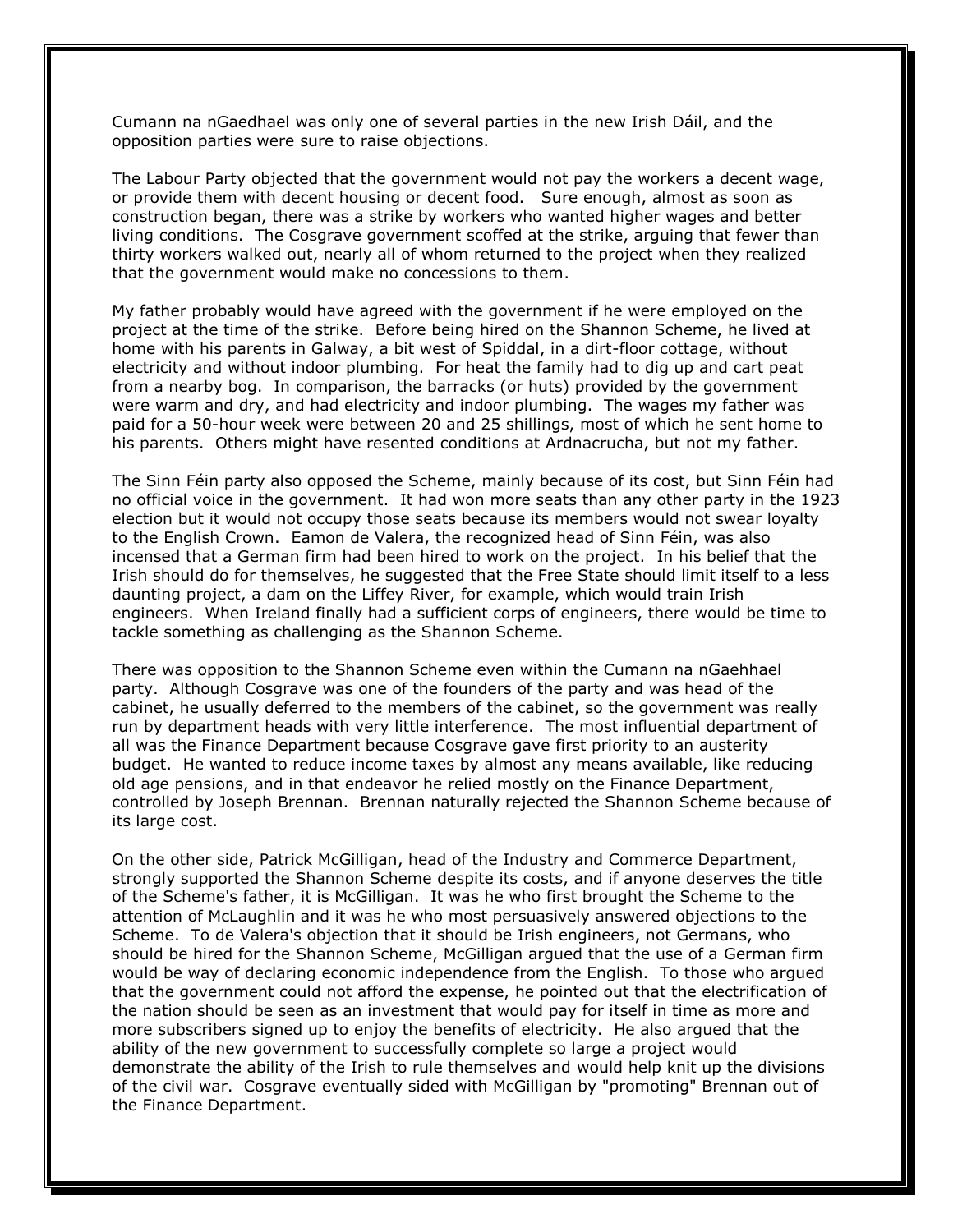Cumann na nGaedhael was only one of several parties in the new Irish Dáil, and the opposition parties were sure to raise objections.

The Labour Party objected that the government would not pay the workers a decent wage, or provide them with decent housing or decent food. Sure enough, almost as soon as construction began, there was a strike by workers who wanted higher wages and better living conditions. The Cosgrave government scoffed at the strike, arguing that fewer than thirty workers walked out, nearly all of whom returned to the project when they realized that the government would make no concessions to them.

My father probably would have agreed with the government if he were employed on the project at the time of the strike. Before being hired on the Shannon Scheme, he lived at home with his parents in Galway, a bit west of Spiddal, in a dirt-floor cottage, without electricity and without indoor plumbing. For heat the family had to dig up and cart peat from a nearby bog. In comparison, the barracks (or huts) provided by the government were warm and dry, and had electricity and indoor plumbing. The wages my father was paid for a 50-hour week were between 20 and 25 shillings, most of which he sent home to his parents. Others might have resented conditions at Ardnacrucha, but not my father.

The Sinn Féin party also opposed the Scheme, mainly because of its cost, but Sinn Féin had no official voice in the government. It had won more seats than any other party in the 1923 election but it would not occupy those seats because its members would not swear loyalty to the English Crown. Eamon de Valera, the recognized head of Sinn Féin, was also incensed that a German firm had been hired to work on the project. In his belief that the Irish should do for themselves, he suggested that the Free State should limit itself to a less daunting project, a dam on the Liffey River, for example, which would train Irish engineers. When Ireland finally had a sufficient corps of engineers, there would be time to tackle something as challenging as the Shannon Scheme.

There was opposition to the Shannon Scheme even within the Cumann na nGaehhael party. Although Cosgrave was one of the founders of the party and was head of the cabinet, he usually deferred to the members of the cabinet, so the government was really run by department heads with very little interference. The most influential department of all was the Finance Department because Cosgrave gave first priority to an austerity budget. He wanted to reduce income taxes by almost any means available, like reducing old age pensions, and in that endeavor he relied mostly on the Finance Department, controlled by Joseph Brennan. Brennan naturally rejected the Shannon Scheme because of its large cost.

On the other side, Patrick McGilligan, head of the Industry and Commerce Department, strongly supported the Shannon Scheme despite its costs, and if anyone deserves the title of the Scheme's father, it is McGilligan. It was he who first brought the Scheme to the attention of McLaughlin and it was he who most persuasively answered objections to the Scheme. To de Valera's objection that it should be Irish engineers, not Germans, who should be hired for the Shannon Scheme, McGilligan argued that the use of a German firm would be way of declaring economic independence from the English. To those who argued that the government could not afford the expense, he pointed out that the electrification of the nation should be seen as an investment that would pay for itself in time as more and more subscribers signed up to enjoy the benefits of electricity. He also argued that the ability of the new government to successfully complete so large a project would demonstrate the ability of the Irish to rule themselves and would help knit up the divisions of the civil war. Cosgrave eventually sided with McGilligan by "promoting" Brennan out of the Finance Department.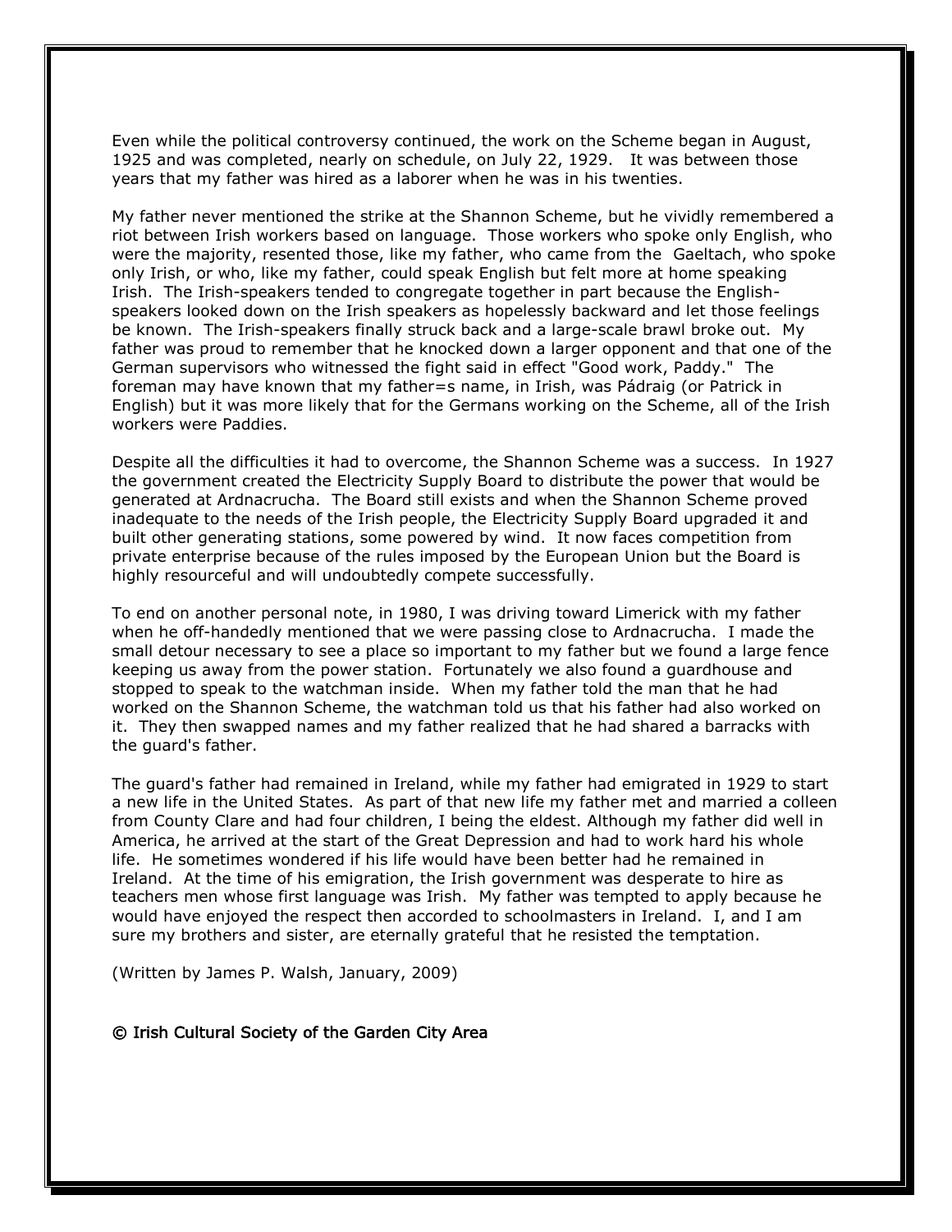Even while the political controversy continued, the work on the Scheme began in August, 1925 and was completed, nearly on schedule, on July 22, 1929. It was between those years that my father was hired as a laborer when he was in his twenties.

My father never mentioned the strike at the Shannon Scheme, but he vividly remembered a riot between Irish workers based on language. Those workers who spoke only English, who were the majority, resented those, like my father, who came from the Gaeltach, who spoke only Irish, or who, like my father, could speak English but felt more at home speaking Irish. The Irish-speakers tended to congregate together in part because the English-speakers looked down on the Irish speakers as hopelessly backward and let those feelings be known. The Irish-speakers finally struck back and a large-scale brawl broke out. My father was proud to remember that he knocked down a larger opponent and that one of the German supervisors who witnessed the fight said in effect "Good work, Paddy." The foreman may have known that my father=s name, in Irish, was Pádraig (or Patrick in English) but it was more likely that for the Germans working on the Scheme, all of the Irish workers were Paddies.

Despite all the difficulties it had to overcome, the Shannon Scheme was a success. In 1927 the government created the Electricity Supply Board to distribute the power that would be generated at Ardnacrucha. The Board still exists and when the Shannon Scheme proved inadequate to the needs of the Irish people, the Electricity Supply Board upgraded it and built other generating stations, some powered by wind. It now faces competition from private enterprise because of the rules imposed by the European Union but the Board is highly resourceful and will undoubtedly compete successfully.

To end on another personal note, in 1980, I was driving toward Limerick with my father when he off-handedly mentioned that we were passing close to Ardnacrucha. I made the small detour necessary to see a place so important to my father but we found a large fence keeping us away from the power station. Fortunately we also found a guardhouse and stopped to speak to the watchman inside. When my father told the man that he had worked on the Shannon Scheme, the watchman told us that his father had also worked on it. They then swapped names and my father realized that he had shared a barracks with the guard's father.

The guard's father had remained in Ireland, while my father had emigrated in 1929 to start a new life in the United States. As part of that new life my father met and married a colleen from County Clare and had four children, I being the eldest. Although my father did well in America, he arrived at the start of the Great Depression and had to work hard his whole life. He sometimes wondered if his life would have been better had he remained in Ireland. At the time of his emigration, the Irish government was desperate to hire as teachers men whose first language was Irish. My father was tempted to apply because he would have enjoyed the respect then accorded to schoolmasters in Ireland. I, and I am sure my brothers and sister, are eternally grateful that he resisted the temptation.

(Written by James P. Walsh, January, 2009)

© Irish Cultural Society of the Garden City Area